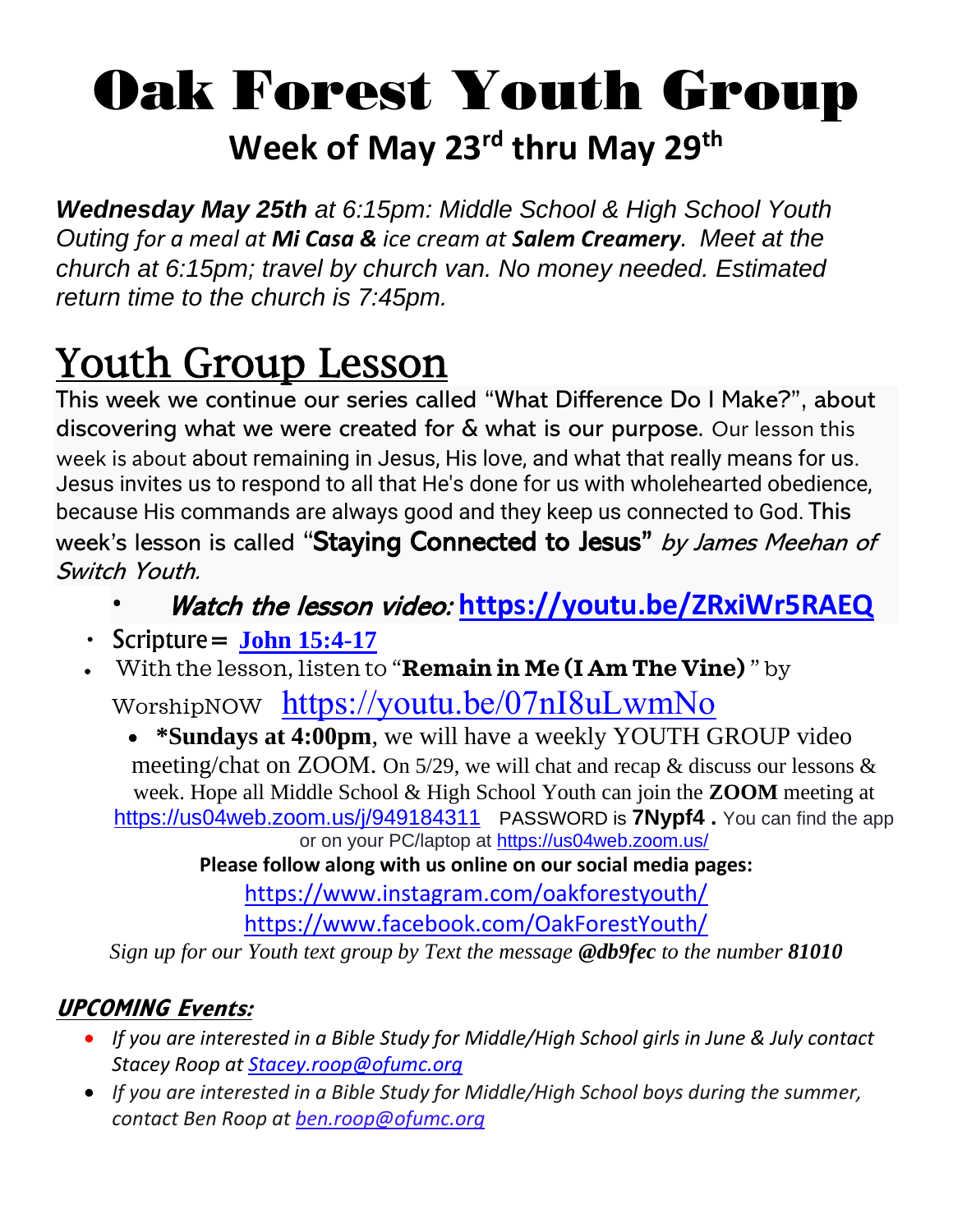# Oak Forest Youth Group

## Week of May 23rd thru May 29th

***Wednesday May 25th** at 6:15pm: Middle School & High School Youth Outing for a meal at **Mi Casa &** ice cream at **Salem Creamery**. Meet at the church at 6:15pm; travel by church van. No money needed. Estimated return time to the church is 7:45pm.*

# Youth Group Lesson

This week we continue our series called "What Difference Do I Make?", about discovering what we were created for & what is our purpose. Our lesson this week is about about remaining in Jesus, His love, and what that really means for us. Jesus invites us to respond to all that He's done for us with wholehearted obedience, because His commands are always good and they keep us connected to God. This week's lesson is called "**Staying Connected to Jesus**" *by James Meehan of Switch Youth.*

- *Watch the lesson video:* **https://youtu.be/ZRxiWr5RAEQ**
- Scripture = **John 15:4-17**
- With the lesson, listen to "**Remain in Me (I Am The Vine)** " by WorshipNOW https://youtu.be/07nI8uLwmNo
  - ***Sundays at 4:00pm**, we will have a weekly YOUTH GROUP video meeting/chat on ZOOM. On 5/29, we will chat and recap & discuss our lessons & week. Hope all Middle School & High School Youth can join the **ZOOM** meeting at https://us04web.zoom.us/j/949184311 PASSWORD is **7Nypf4 .** You can find the app or on your PC/laptop at https://us04web.zoom.us/

**Please follow along with us online on our social media pages:**

https://www.instagram.com/oakforestyouth/

https://www.facebook.com/OakForestYouth/

*Sign up for our Youth text group by Text the message **@db9fec** to the number **81010***

### ***UPCOMING Events:***

- *If you are interested in a Bible Study for Middle/High School girls in June & July contact Stacey Roop at Stacey.roop@ofumc.org*
- *If you are interested in a Bible Study for Middle/High School boys during the summer, contact Ben Roop at ben.roop@ofumc.org*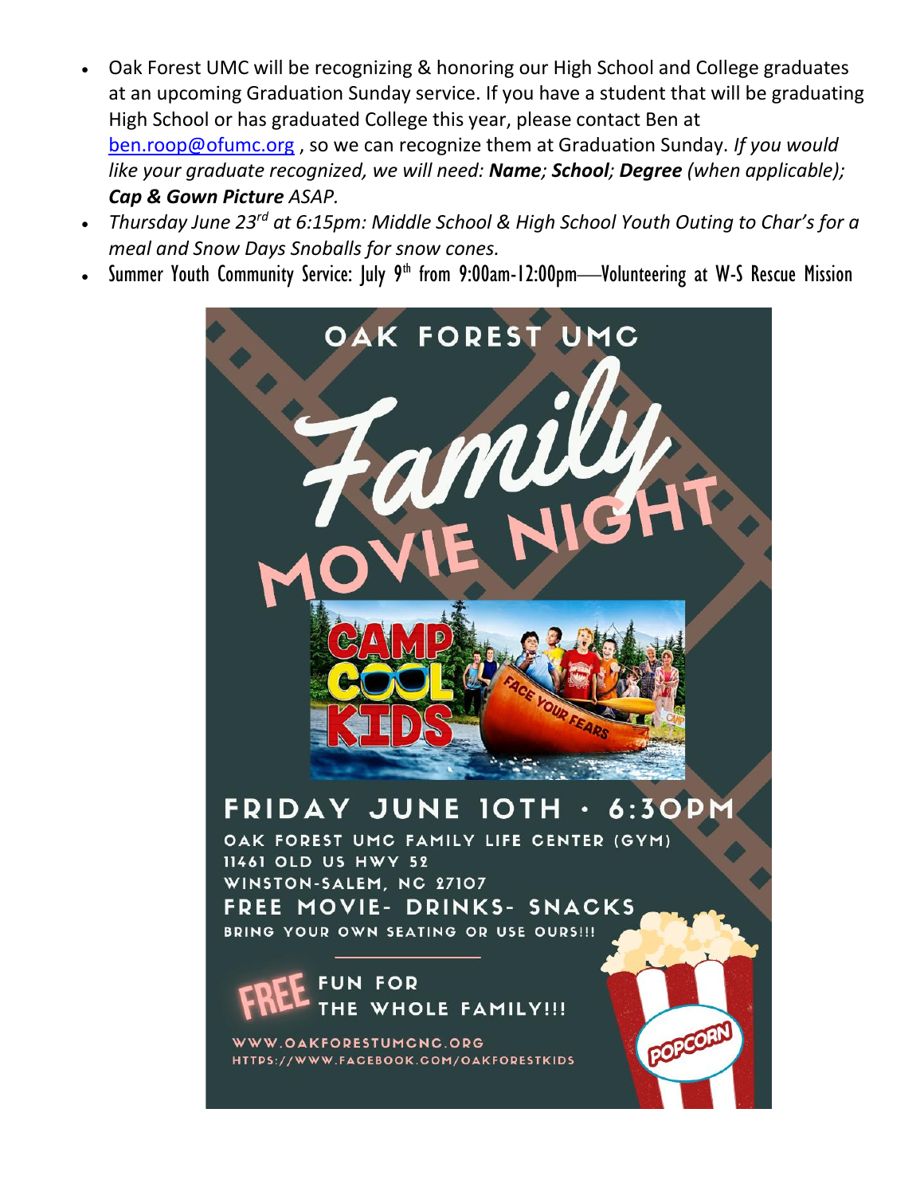- Oak Forest UMC will be recognizing & honoring our High School and College graduates at an upcoming Graduation Sunday service. If you have a student that will be graduating High School or has graduated College this year, please contact Ben at [ben.roop@ofumc.org](mailto:ben.roop@ofumc.org) , so we can recognize them at Graduation Sunday. *If you would like your graduate recognized, we will need:* ***Name****;* ***School****;* ***Degree*** *(when applicable);* ***Cap & Gown Picture*** *ASAP.*
- *Thursday June 23rd at 6:15pm: Middle School & High School Youth Outing to Char's for a meal and Snow Days Snoballs for snow cones.*
- Summer Youth Community Service: July 9th from 9:00am-12:00pm—Volunteering at W-S Rescue Mission

OAK FOREST UMC

# Family MOVIE NIGHT

CAMP COOL KIDS

FACE YOUR FEARS

## FRIDAY JUNE 10TH · 6:30PM

OAK FOREST UMC FAMILY LIFE CENTER (GYM)
11461 OLD US HWY 52
WINSTON-SALEM, NC 27107

**FREE MOVIE- DRINKS- SNACKS**

BRING YOUR OWN SEATING OR USE OURS!!!

FREE FUN FOR THE WHOLE FAMILY!!!

WWW.OAKFORESTUMCNC.ORG
HTTPS://WWW.FACEBOOK.COM/OAKFORESTKIDS

POPCORN